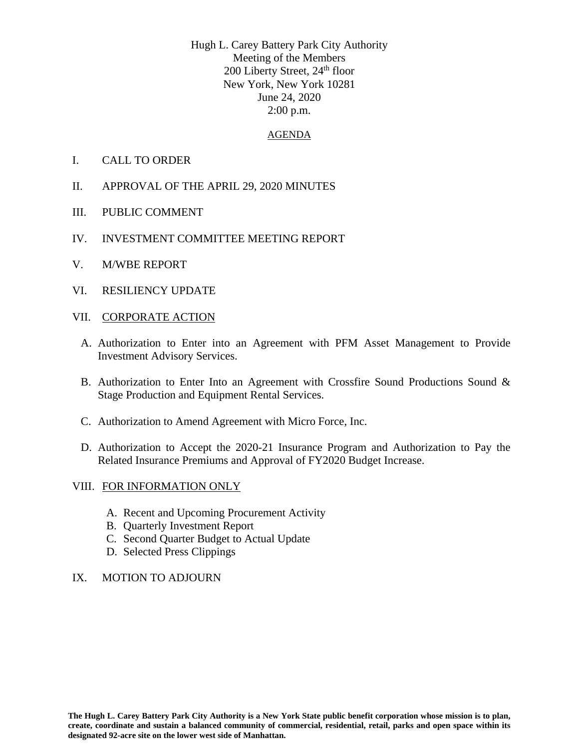Hugh L. Carey Battery Park City Authority
Meeting of the Members
200 Liberty Street, 24th floor
New York, New York 10281
June 24, 2020
2:00 p.m.

AGENDA

I. CALL TO ORDER

II. APPROVAL OF THE APRIL 29, 2020 MINUTES

III. PUBLIC COMMENT

IV. INVESTMENT COMMITTEE MEETING REPORT

V. M/WBE REPORT

VI. RESILIENCY UPDATE

VII. CORPORATE ACTION

A. Authorization to Enter into an Agreement with PFM Asset Management to Provide Investment Advisory Services.

B. Authorization to Enter Into an Agreement with Crossfire Sound Productions Sound & Stage Production and Equipment Rental Services.

C. Authorization to Amend Agreement with Micro Force, Inc.

D. Authorization to Accept the 2020-21 Insurance Program and Authorization to Pay the Related Insurance Premiums and Approval of FY2020 Budget Increase.

VIII. FOR INFORMATION ONLY

A. Recent and Upcoming Procurement Activity
B. Quarterly Investment Report
C. Second Quarter Budget to Actual Update
D. Selected Press Clippings

IX. MOTION TO ADJOURN

**The Hugh L. Carey Battery Park City Authority is a New York State public benefit corporation whose mission is to plan, create, coordinate and sustain a balanced community of commercial, residential, retail, parks and open space within its designated 92-acre site on the lower west side of Manhattan.**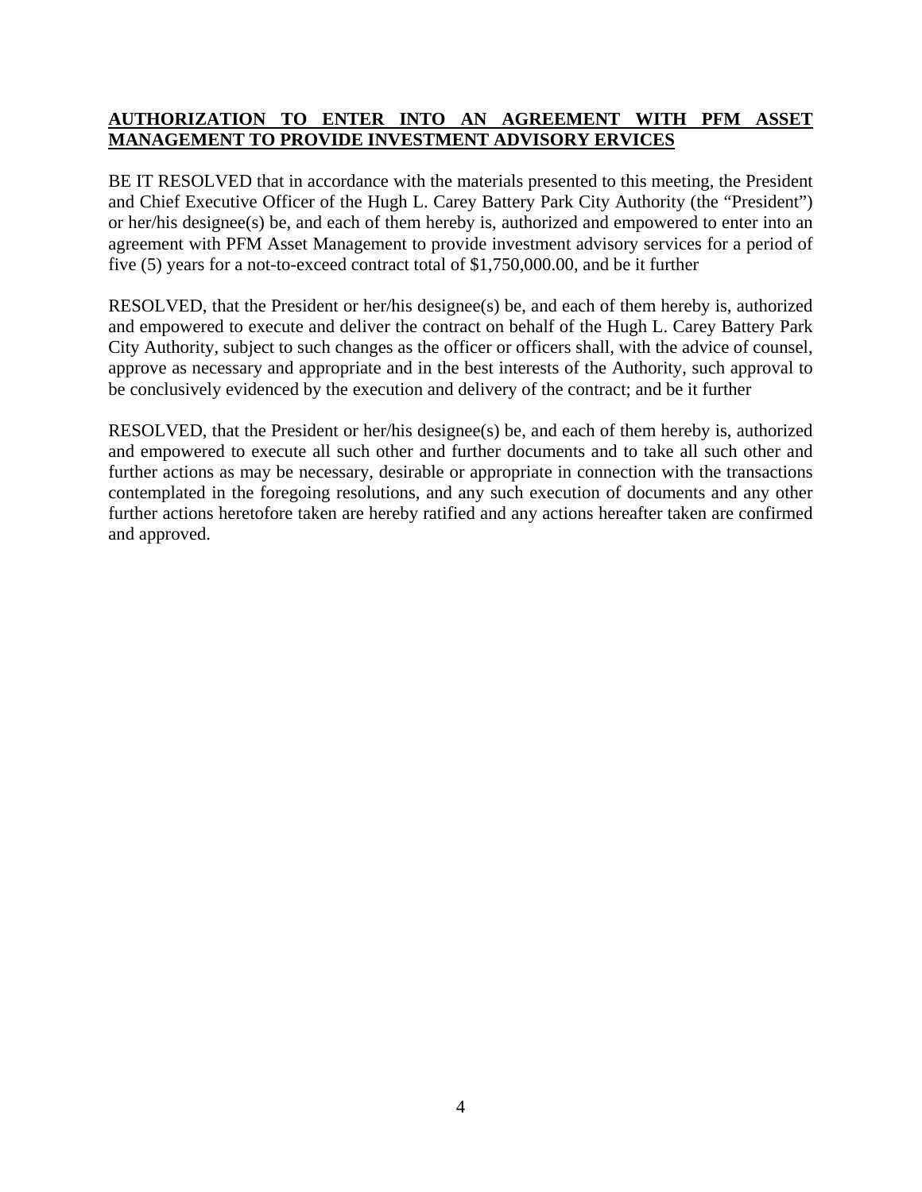**AUTHORIZATION TO ENTER INTO AN AGREEMENT WITH PFM ASSET MANAGEMENT TO PROVIDE INVESTMENT ADVISORY ERVICES**

BE IT RESOLVED that in accordance with the materials presented to this meeting, the President and Chief Executive Officer of the Hugh L. Carey Battery Park City Authority (the "President") or her/his designee(s) be, and each of them hereby is, authorized and empowered to enter into an agreement with PFM Asset Management to provide investment advisory services for a period of five (5) years for a not-to-exceed contract total of $1,750,000.00, and be it further

RESOLVED, that the President or her/his designee(s) be, and each of them hereby is, authorized and empowered to execute and deliver the contract on behalf of the Hugh L. Carey Battery Park City Authority, subject to such changes as the officer or officers shall, with the advice of counsel, approve as necessary and appropriate and in the best interests of the Authority, such approval to be conclusively evidenced by the execution and delivery of the contract; and be it further

RESOLVED, that the President or her/his designee(s) be, and each of them hereby is, authorized and empowered to execute all such other and further documents and to take all such other and further actions as may be necessary, desirable or appropriate in connection with the transactions contemplated in the foregoing resolutions, and any such execution of documents and any other further actions heretofore taken are hereby ratified and any actions hereafter taken are confirmed and approved.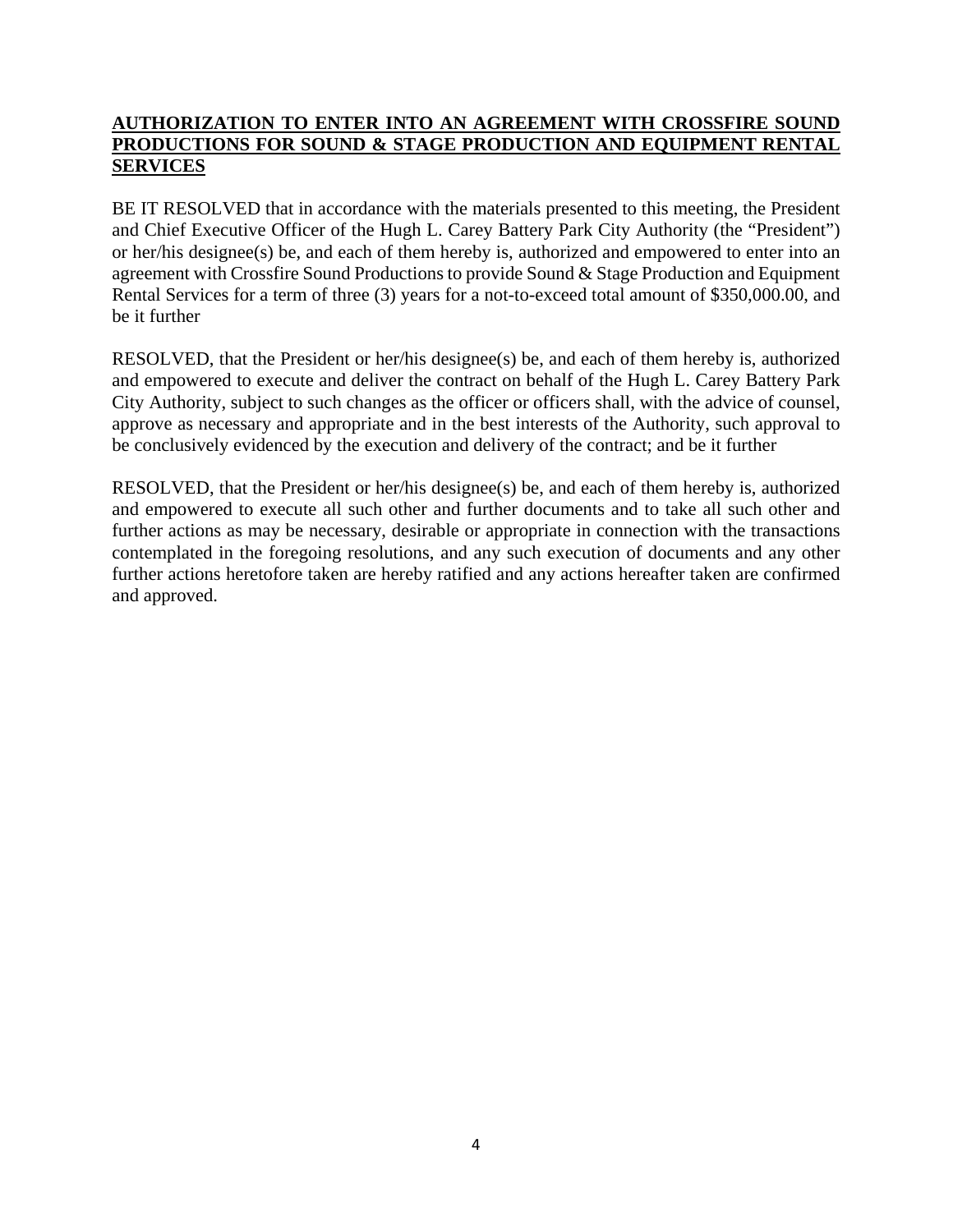**AUTHORIZATION TO ENTER INTO AN AGREEMENT WITH CROSSFIRE SOUND PRODUCTIONS FOR SOUND & STAGE PRODUCTION AND EQUIPMENT RENTAL SERVICES**

BE IT RESOLVED that in accordance with the materials presented to this meeting, the President and Chief Executive Officer of the Hugh L. Carey Battery Park City Authority (the "President") or her/his designee(s) be, and each of them hereby is, authorized and empowered to enter into an agreement with Crossfire Sound Productions to provide Sound & Stage Production and Equipment Rental Services for a term of three (3) years for a not-to-exceed total amount of $350,000.00, and be it further

RESOLVED, that the President or her/his designee(s) be, and each of them hereby is, authorized and empowered to execute and deliver the contract on behalf of the Hugh L. Carey Battery Park City Authority, subject to such changes as the officer or officers shall, with the advice of counsel, approve as necessary and appropriate and in the best interests of the Authority, such approval to be conclusively evidenced by the execution and delivery of the contract; and be it further

RESOLVED, that the President or her/his designee(s) be, and each of them hereby is, authorized and empowered to execute all such other and further documents and to take all such other and further actions as may be necessary, desirable or appropriate in connection with the transactions contemplated in the foregoing resolutions, and any such execution of documents and any other further actions heretofore taken are hereby ratified and any actions hereafter taken are confirmed and approved.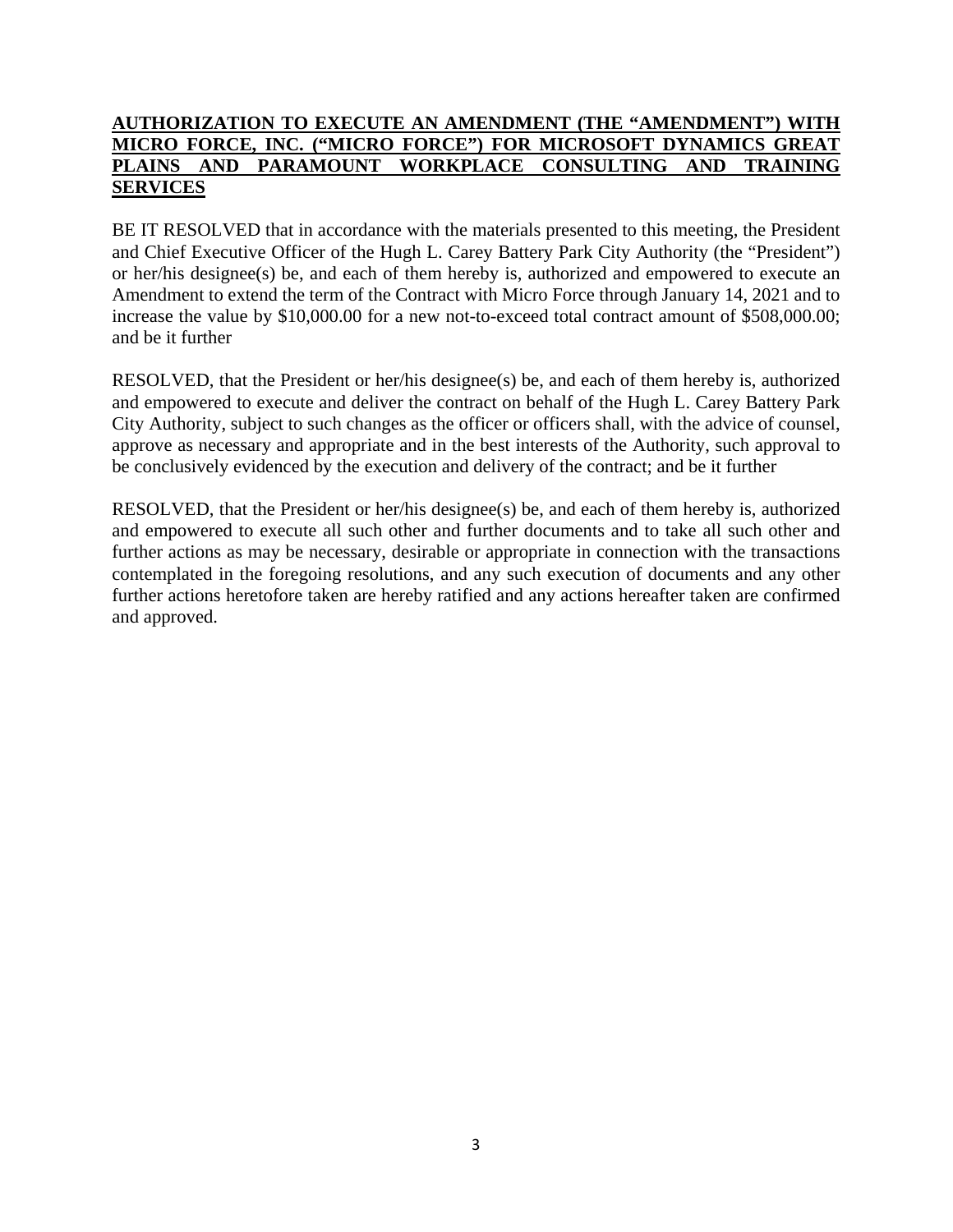**AUTHORIZATION TO EXECUTE AN AMENDMENT (THE "AMENDMENT") WITH MICRO FORCE, INC. ("MICRO FORCE") FOR MICROSOFT DYNAMICS GREAT PLAINS AND PARAMOUNT WORKPLACE CONSULTING AND TRAINING SERVICES**

BE IT RESOLVED that in accordance with the materials presented to this meeting, the President and Chief Executive Officer of the Hugh L. Carey Battery Park City Authority (the "President") or her/his designee(s) be, and each of them hereby is, authorized and empowered to execute an Amendment to extend the term of the Contract with Micro Force through January 14, 2021 and to increase the value by $10,000.00 for a new not-to-exceed total contract amount of $508,000.00; and be it further

RESOLVED, that the President or her/his designee(s) be, and each of them hereby is, authorized and empowered to execute and deliver the contract on behalf of the Hugh L. Carey Battery Park City Authority, subject to such changes as the officer or officers shall, with the advice of counsel, approve as necessary and appropriate and in the best interests of the Authority, such approval to be conclusively evidenced by the execution and delivery of the contract; and be it further

RESOLVED, that the President or her/his designee(s) be, and each of them hereby is, authorized and empowered to execute all such other and further documents and to take all such other and further actions as may be necessary, desirable or appropriate in connection with the transactions contemplated in the foregoing resolutions, and any such execution of documents and any other further actions heretofore taken are hereby ratified and any actions hereafter taken are confirmed and approved.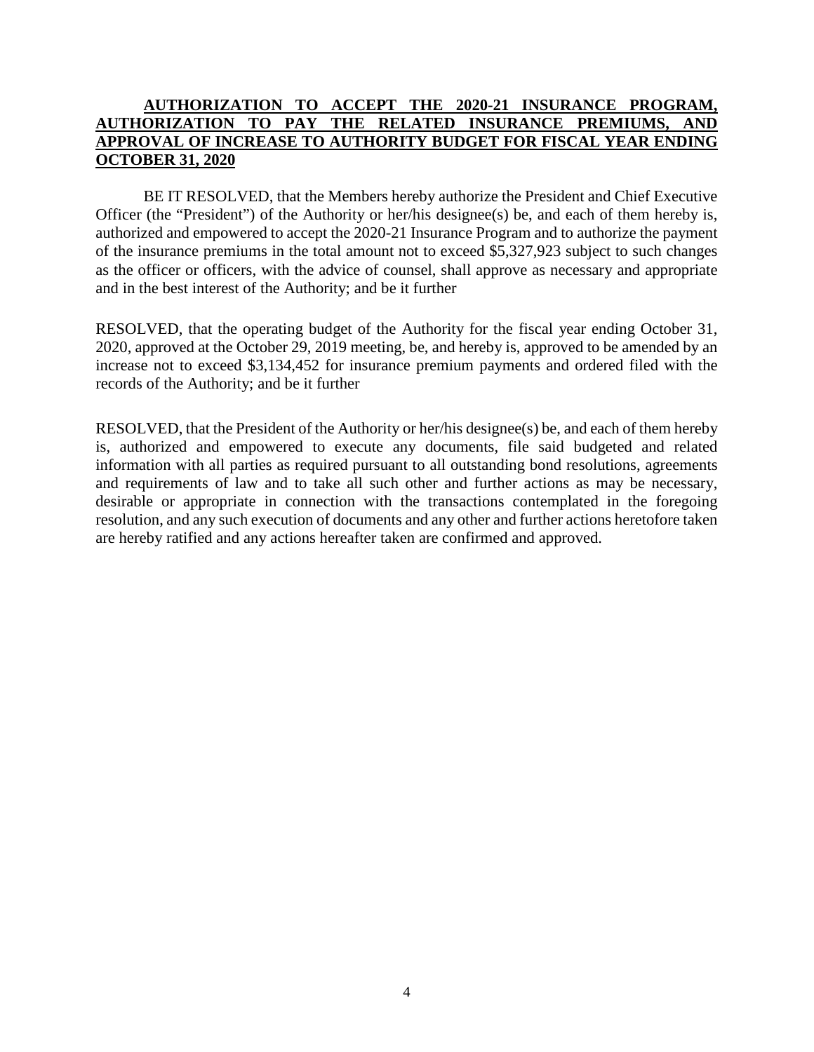**AUTHORIZATION TO ACCEPT THE 2020-21 INSURANCE PROGRAM, AUTHORIZATION TO PAY THE RELATED INSURANCE PREMIUMS, AND APPROVAL OF INCREASE TO AUTHORITY BUDGET FOR FISCAL YEAR ENDING OCTOBER 31, 2020**

BE IT RESOLVED, that the Members hereby authorize the President and Chief Executive Officer (the "President") of the Authority or her/his designee(s) be, and each of them hereby is, authorized and empowered to accept the 2020-21 Insurance Program and to authorize the payment of the insurance premiums in the total amount not to exceed $5,327,923 subject to such changes as the officer or officers, with the advice of counsel, shall approve as necessary and appropriate and in the best interest of the Authority; and be it further

RESOLVED, that the operating budget of the Authority for the fiscal year ending October 31, 2020, approved at the October 29, 2019 meeting, be, and hereby is, approved to be amended by an increase not to exceed $3,134,452 for insurance premium payments and ordered filed with the records of the Authority; and be it further

RESOLVED, that the President of the Authority or her/his designee(s) be, and each of them hereby is, authorized and empowered to execute any documents, file said budgeted and related information with all parties as required pursuant to all outstanding bond resolutions, agreements and requirements of law and to take all such other and further actions as may be necessary, desirable or appropriate in connection with the transactions contemplated in the foregoing resolution, and any such execution of documents and any other and further actions heretofore taken are hereby ratified and any actions hereafter taken are confirmed and approved.